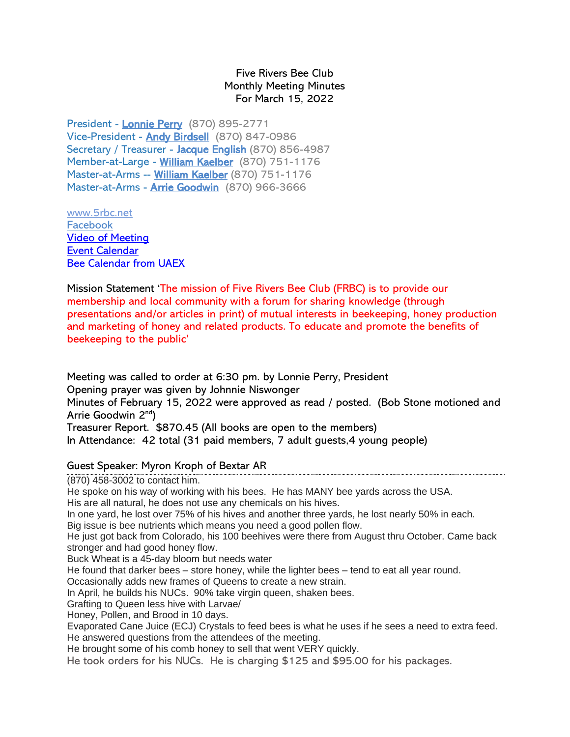# Five Rivers Bee Club
## Monthly Meeting Minutes
## For March 15, 2022

President - Lonnie Perry (870) 895-2771
Vice-President - Andy Birdsell (870) 847-0986
Secretary / Treasurer - Jacque English (870) 856-4987
Member-at-Large - William Kaelber (870) 751-1176
Master-at-Arms -- William Kaelber (870) 751-1176
Master-at-Arms - Arrie Goodwin (870) 966-3666

www.5rbc.net
Facebook
Video of Meeting
Event Calendar
Bee Calendar from UAEX

Mission Statement 'The mission of Five Rivers Bee Club (FRBC) is to provide our membership and local community with a forum for sharing knowledge (through presentations and/or articles in print) of mutual interests in beekeeping, honey production and marketing of honey and related products. To educate and promote the benefits of beekeeping to the public'

Meeting was called to order at 6:30 pm. by Lonnie Perry, President
Opening prayer was given by Johnnie Niswonger
Minutes of February 15, 2022 were approved as read / posted. (Bob Stone motioned and Arrie Goodwin 2nd)
Treasurer Report. $870.45 (All books are open to the members)
In Attendance: 42 total (31 paid members, 7 adult guests,4 young people)

### Guest Speaker: Myron Kroph of Bextar AR

(870) 458-3002 to contact him.
He spoke on his way of working with his bees. He has MANY bee yards across the USA.
His are all natural, he does not use any chemicals on his hives.
In one yard, he lost over 75% of his hives and another three yards, he lost nearly 50% in each.
Big issue is bee nutrients which means you need a good pollen flow.
He just got back from Colorado, his 100 beehives were there from August thru October. Came back stronger and had good honey flow.
Buck Wheat is a 45-day bloom but needs water
He found that darker bees – store honey, while the lighter bees – tend to eat all year round.
Occasionally adds new frames of Queens to create a new strain.
In April, he builds his NUCs. 90% take virgin queen, shaken bees.
Grafting to Queen less hive with Larvae/
Honey, Pollen, and Brood in 10 days.
Evaporated Cane Juice (ECJ) Crystals to feed bees is what he uses if he sees a need to extra feed.
He answered questions from the attendees of the meeting.
He brought some of his comb honey to sell that went VERY quickly.
He took orders for his NUCs. He is charging $125 and $95.00 for his packages.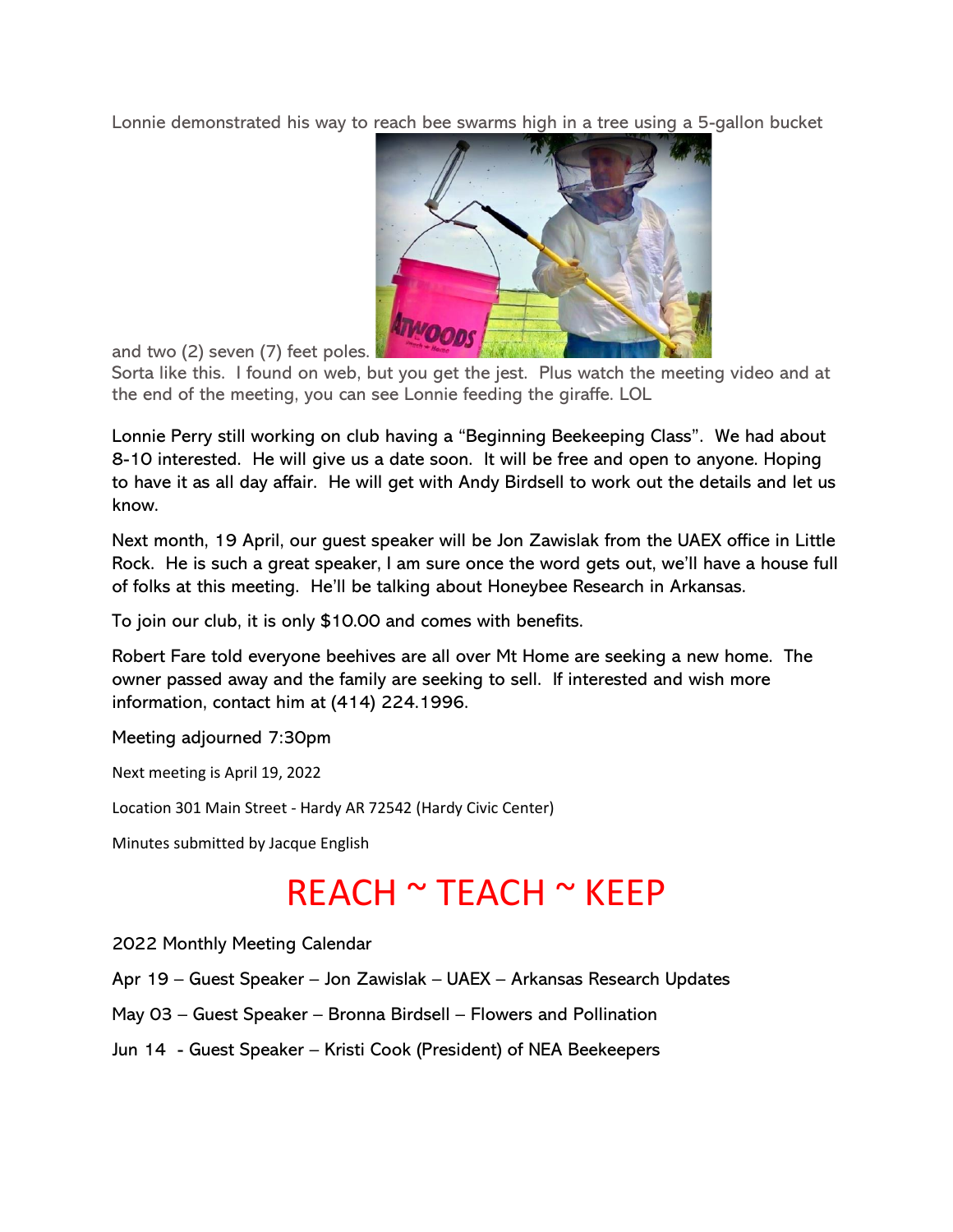Lonnie demonstrated his way to reach bee swarms high in a tree using a 5-gallon bucket and two (2) seven (7) feet poles.

Sorta like this. I found on web, but you get the jest. Plus watch the meeting video and at the end of the meeting, you can see Lonnie feeding the giraffe. LOL

Lonnie Perry still working on club having a "Beginning Beekeeping Class". We had about 8-10 interested. He will give us a date soon. It will be free and open to anyone. Hoping to have it as all day affair. He will get with Andy Birdsell to work out the details and let us know.

Next month, 19 April, our guest speaker will be Jon Zawislak from the UAEX office in Little Rock. He is such a great speaker, I am sure once the word gets out, we'll have a house full of folks at this meeting. He'll be talking about Honeybee Research in Arkansas.

To join our club, it is only $10.00 and comes with benefits.

Robert Fare told everyone beehives are all over Mt Home are seeking a new home. The owner passed away and the family are seeking to sell. If interested and wish more information, contact him at (414) 224.1996.

Meeting adjourned 7:30pm

Next meeting is April 19, 2022

Location 301 Main Street - Hardy AR 72542 (Hardy Civic Center)

Minutes submitted by Jacque English

# REACH ~ TEACH ~ KEEP

2022 Monthly Meeting Calendar

Apr 19 – Guest Speaker – Jon Zawislak – UAEX – Arkansas Research Updates

May 03 – Guest Speaker – Bronna Birdsell – Flowers and Pollination

Jun 14 - Guest Speaker – Kristi Cook (President) of NEA Beekeepers